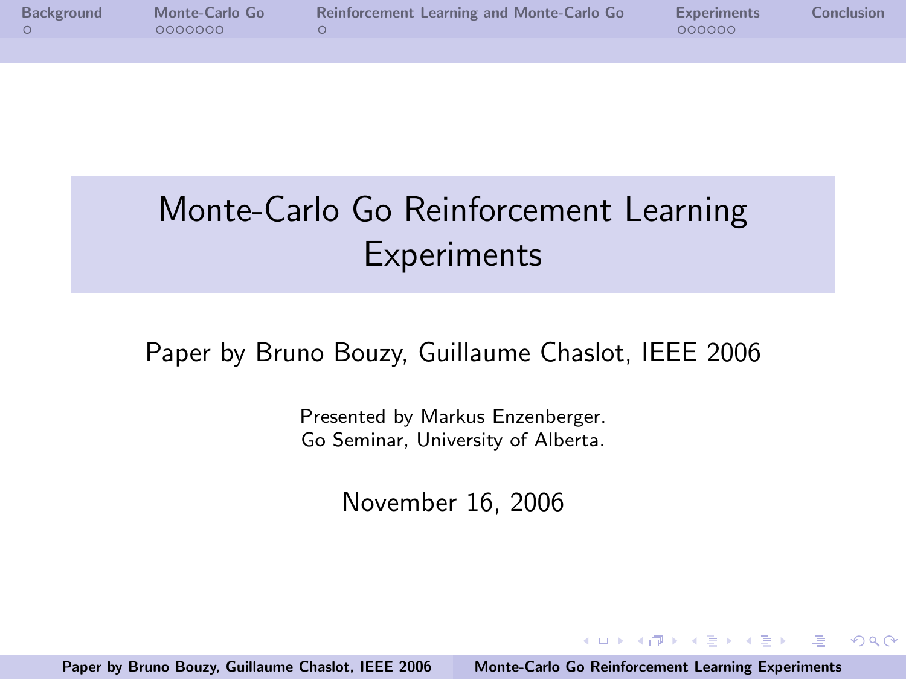# Monte-Carlo Go Reinforcement Learning Experiments

Paper by Bruno Bouzy, Guillaume Chaslot, IEEE 2006

Presented by Markus Enzenberger.
Go Seminar, University of Alberta.

November 16, 2006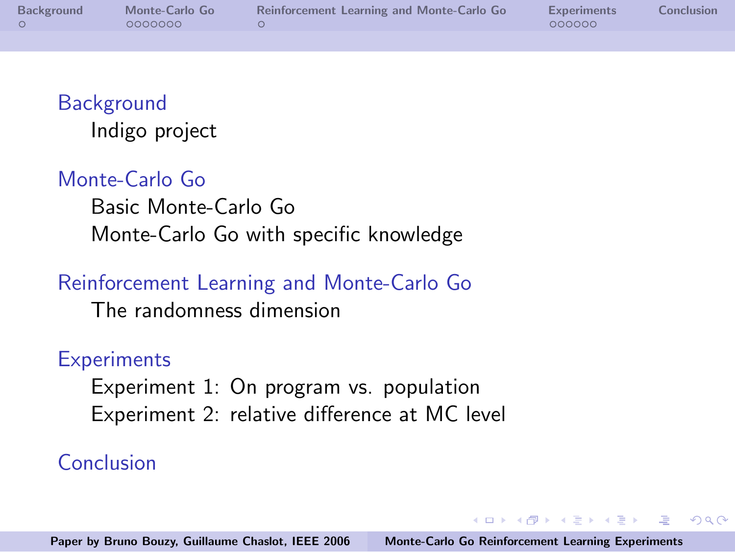- Background
  - Indigo project
- Monte-Carlo Go
  - Basic Monte-Carlo Go
  - Monte-Carlo Go with specific knowledge
- Reinforcement Learning and Monte-Carlo Go
  - The randomness dimension
- Experiments
  - Experiment 1: On program vs. population
  - Experiment 2: relative difference at MC level
- Conclusion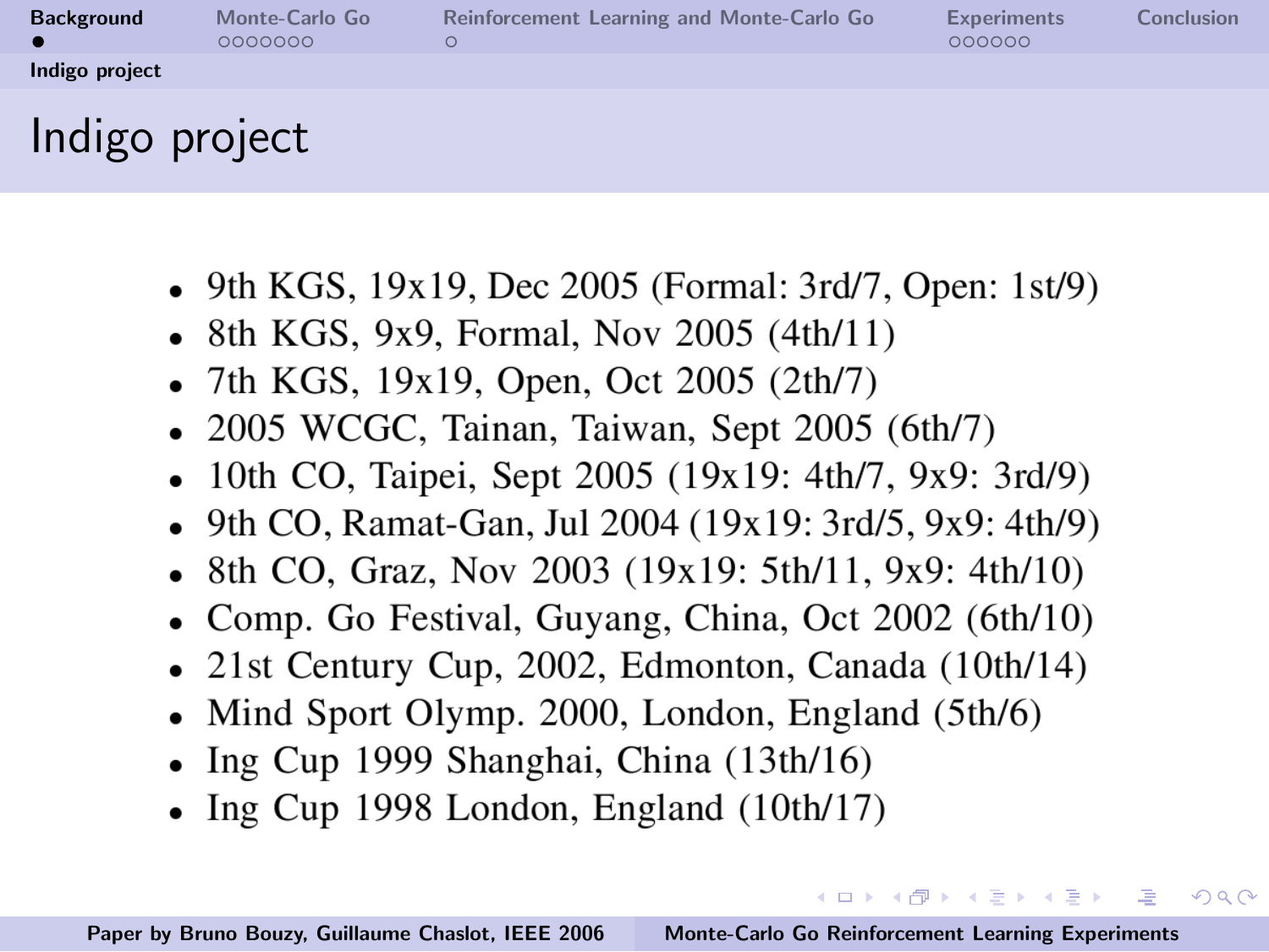# Indigo project

- 9th KGS, 19x19, Dec 2005 (Formal: 3rd/7, Open: 1st/9)
- 8th KGS, 9x9, Formal, Nov 2005 (4th/11)
- 7th KGS, 19x19, Open, Oct 2005 (2th/7)
- 2005 WCGC, Tainan, Taiwan, Sept 2005 (6th/7)
- 10th CO, Taipei, Sept 2005 (19x19: 4th/7, 9x9: 3rd/9)
- 9th CO, Ramat-Gan, Jul 2004 (19x19: 3rd/5, 9x9: 4th/9)
- 8th CO, Graz, Nov 2003 (19x19: 5th/11, 9x9: 4th/10)
- Comp. Go Festival, Guyang, China, Oct 2002 (6th/10)
- 21st Century Cup, 2002, Edmonton, Canada (10th/14)
- Mind Sport Olymp. 2000, London, England (5th/6)
- Ing Cup 1999 Shanghai, China (13th/16)
- Ing Cup 1998 London, England (10th/17)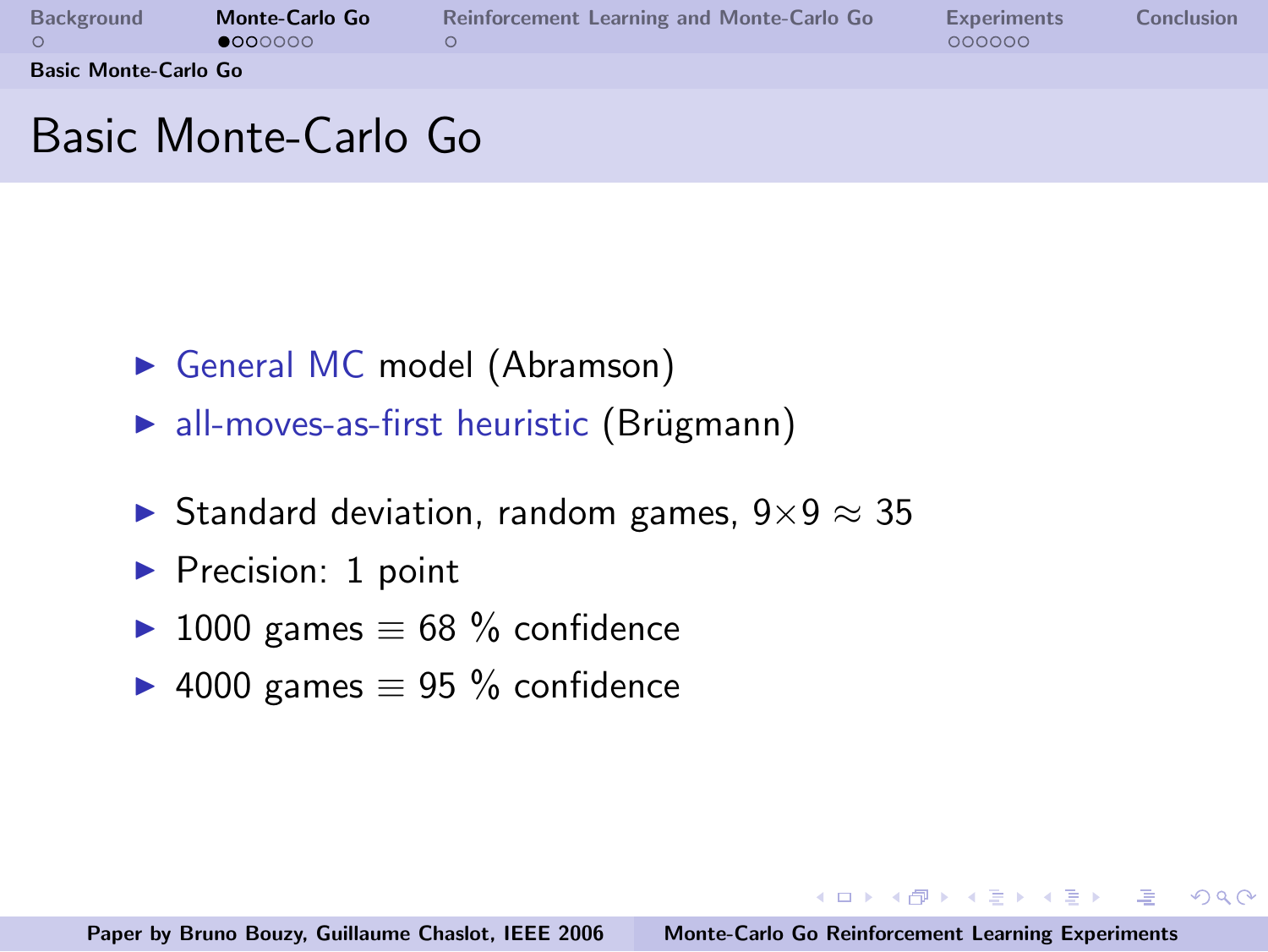# Basic Monte-Carlo Go

- General MC model (Abramson)
- all-moves-as-first heuristic (Brügmann)

- Standard deviation, random games, $9 \times 9 \approx 35$
- Precision: 1 point
- 1000 games $\equiv$ 68 % confidence
- 4000 games $\equiv$ 95 % confidence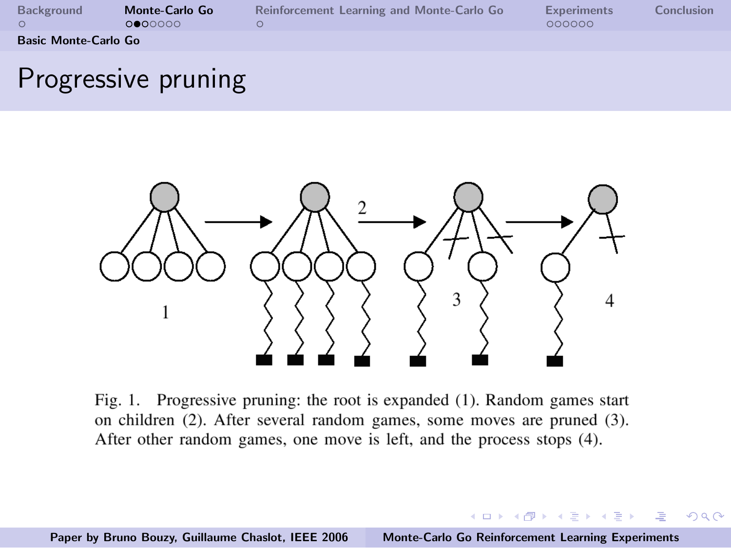# Progressive pruning

Fig. 1. Progressive pruning: the root is expanded (1). Random games start on children (2). After several random games, some moves are pruned (3). After other random games, one move is left, and the process stops (4).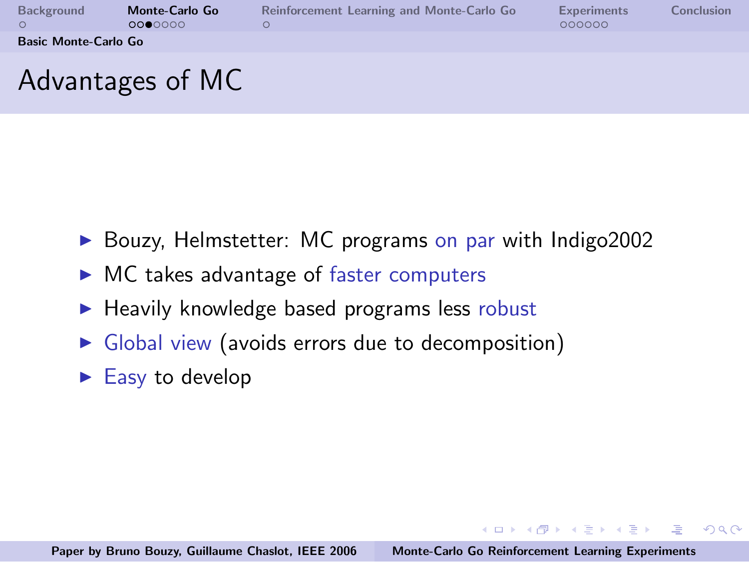# Advantages of MC

- Bouzy, Helmstetter: MC programs on par with Indigo2002
- MC takes advantage of faster computers
- Heavily knowledge based programs less robust
- Global view (avoids errors due to decomposition)
- Easy to develop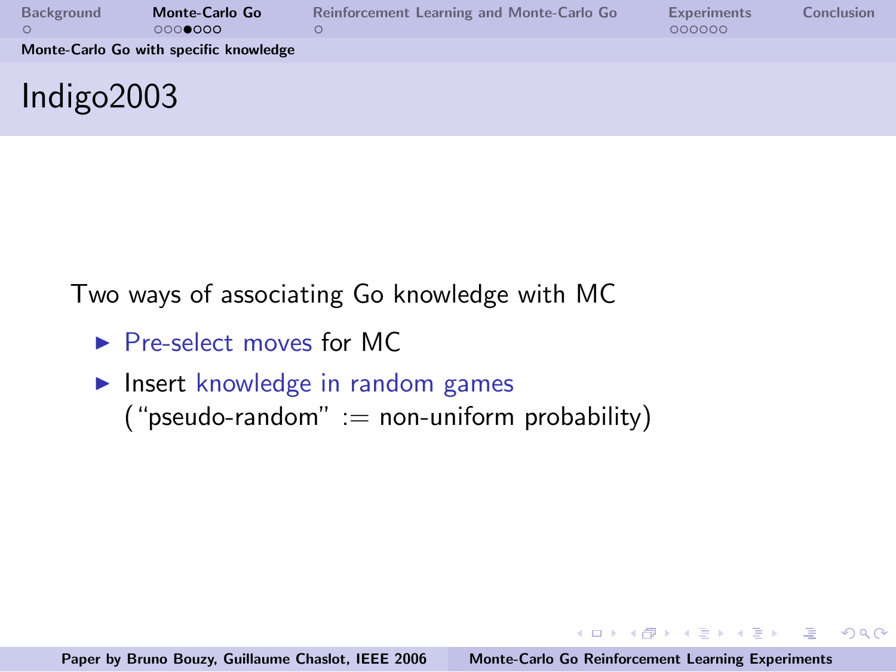## Indigo2003

Two ways of associating Go knowledge with MC

- Pre-select moves for MC
- Insert knowledge in random games
  (“pseudo-random” := non-uniform probability)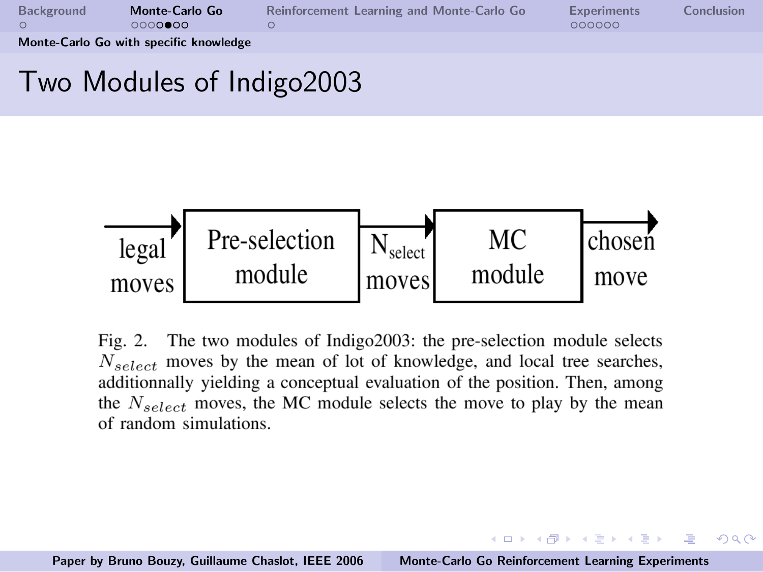## Two Modules of Indigo2003

legal moves → Pre-selection module → $N_{select}$ moves → MC module → chosen move

Fig. 2. The two modules of Indigo2003: the pre-selection module selects $N_{select}$ moves by the mean of lot of knowledge, and local tree searches, additionnally yielding a conceptual evaluation of the position. Then, among the $N_{select}$ moves, the MC module selects the move to play by the mean of random simulations.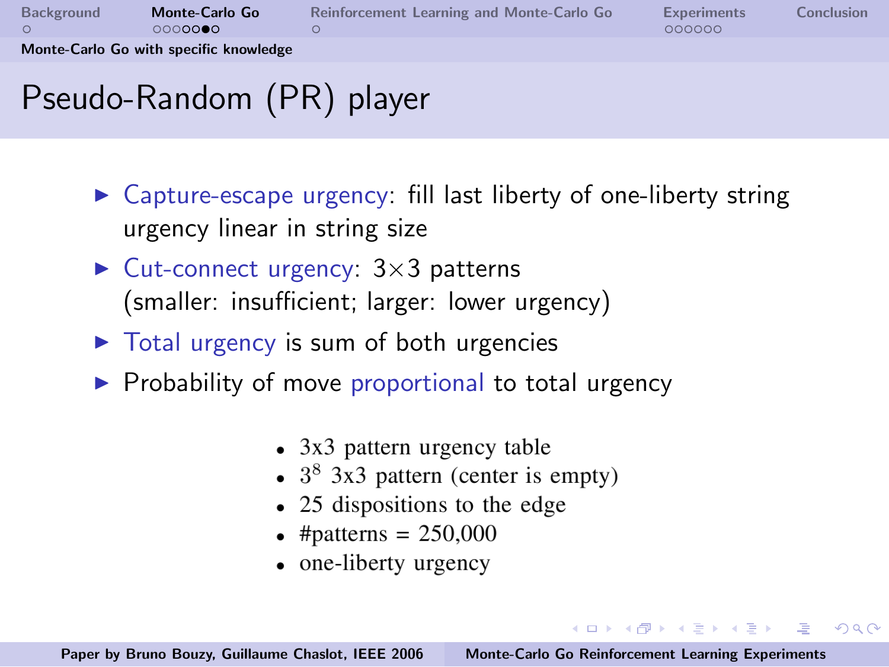## Monte-Carlo Go with specific knowledge

# Pseudo-Random (PR) player

- Capture-escape urgency: fill last liberty of one-liberty string urgency linear in string size
- Cut-connect urgency: $3 \times 3$ patterns (smaller: insufficient; larger: lower urgency)
- Total urgency is sum of both urgencies
- Probability of move proportional to total urgency

- 3x3 pattern urgency table
- $3^8$ 3x3 pattern (center is empty)
- 25 dispositions to the edge
- #patterns = 250,000
- one-liberty urgency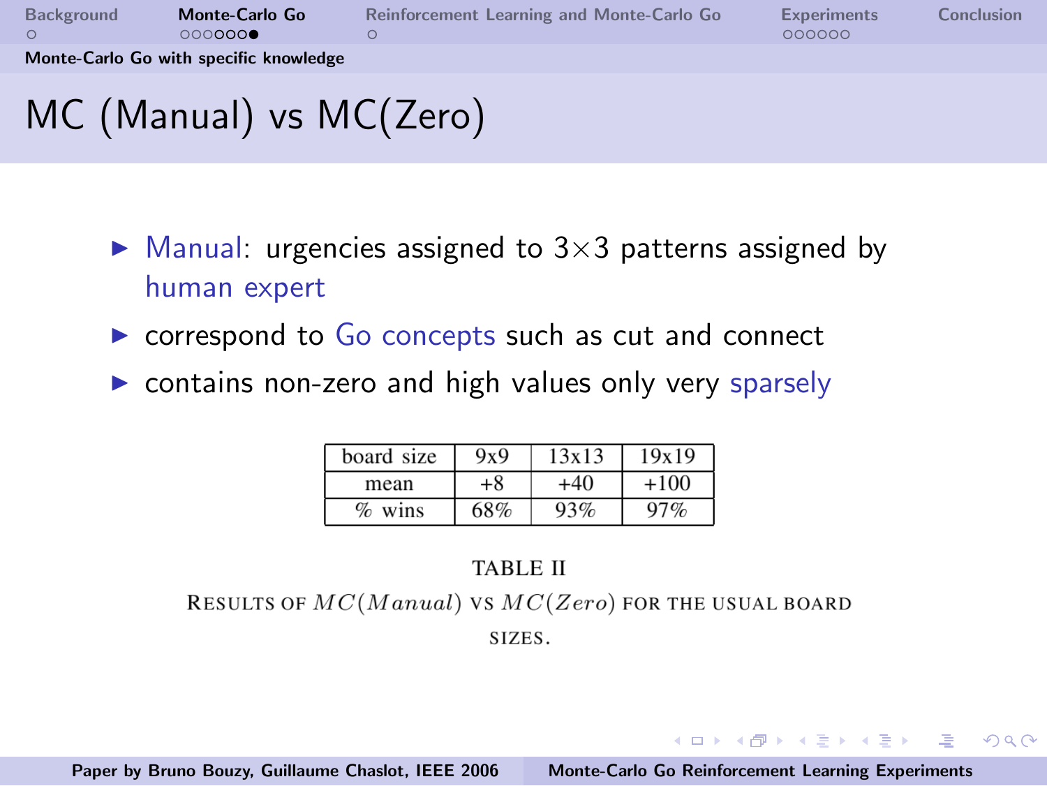# MC (Manual) vs MC(Zero)

- Manual: urgencies assigned to 3×3 patterns assigned by human expert
- correspond to Go concepts such as cut and connect
- contains non-zero and high values only very sparsely

| board size | 9x9 | 13x13 | 19x19 |
|---|---|---|---|
| mean | +8 | +40 | +100 |
| % wins | 68% | 93% | 97% |

TABLE II

RESULTS OF $MC(Manual)$ VS $MC(Zero)$ FOR THE USUAL BOARD SIZES.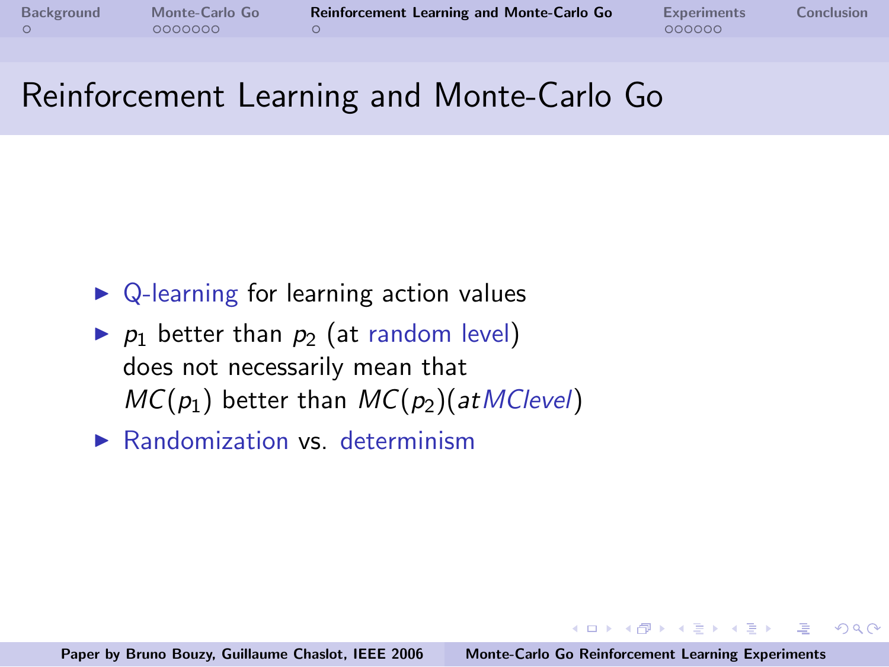# Reinforcement Learning and Monte-Carlo Go

- Q-learning for learning action values
- $p_1$ better than $p_2$ (at random level) does not necessarily mean that $MC(p_1)$ better than $MC(p_2)(at MClevel)$
- Randomization vs. determinism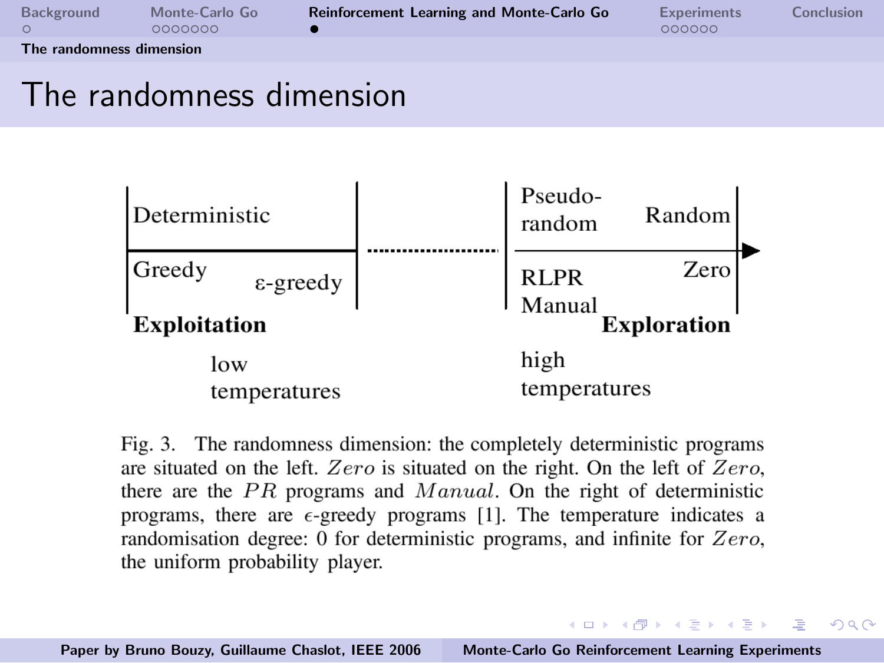# The randomness dimension

Deterministic | Pseudo-random | Random

Greedy | ε-greedy | RLPR | Manual | Zero

**Exploitation** | **Exploration**

low temperatures | high temperatures

Fig. 3. The randomness dimension: the completely deterministic programs are situated on the left. $Zero$ is situated on the right. On the left of $Zero$, there are the $PR$ programs and $Manual$. On the right of deterministic programs, there are $\epsilon$-greedy programs [1]. The temperature indicates a randomisation degree: 0 for deterministic programs, and infinite for $Zero$, the uniform probability player.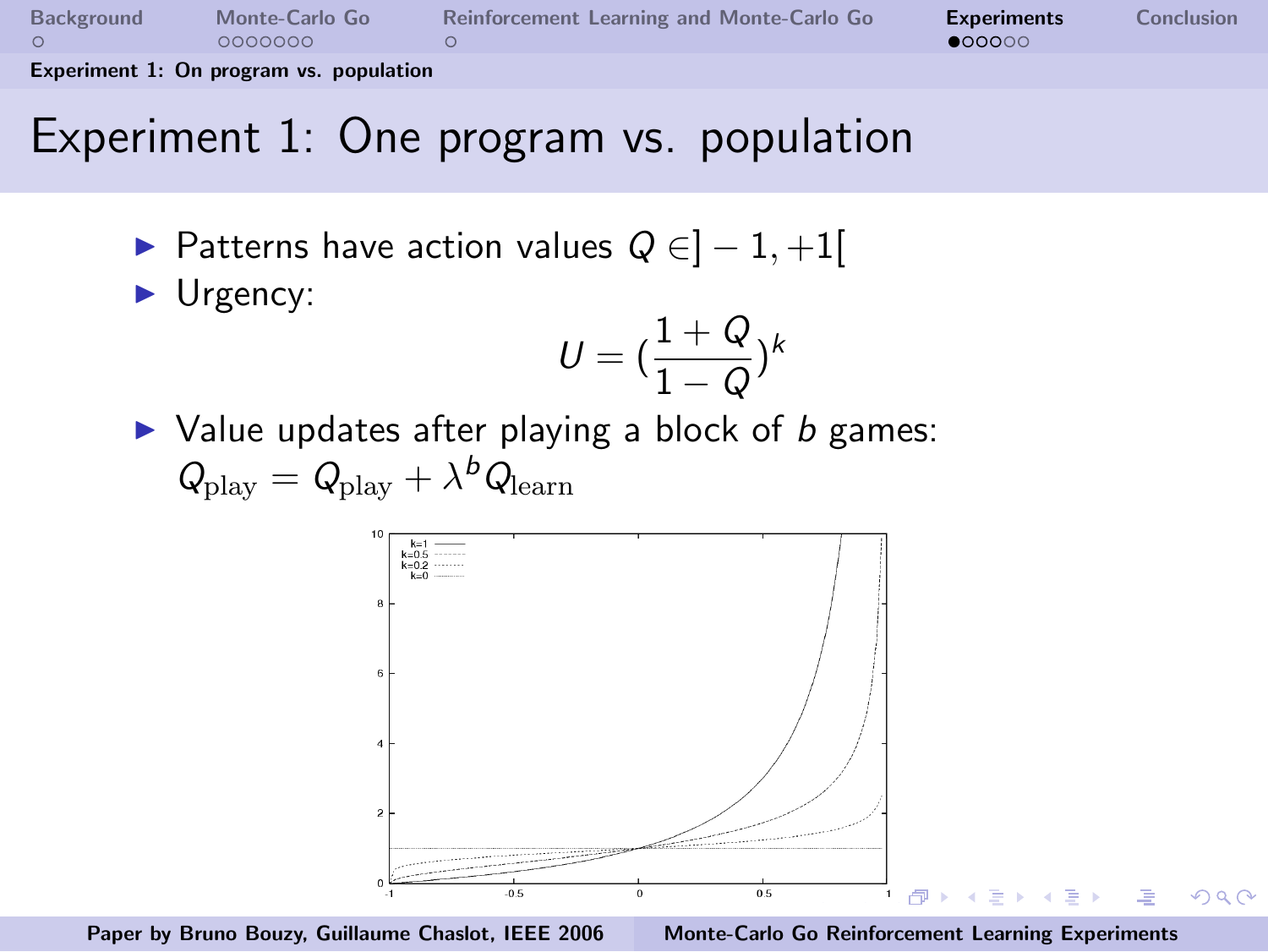# Experiment 1: One program vs. population

- Patterns have action values $Q \in ]-1, +1[$
- Urgency:

$$U = \left(\frac{1+Q}{1-Q}\right)^k$$

- Value updates after playing a block of $b$ games: $Q_{\text{play}} = Q_{\text{play}} + \lambda^b Q_{\text{learn}}$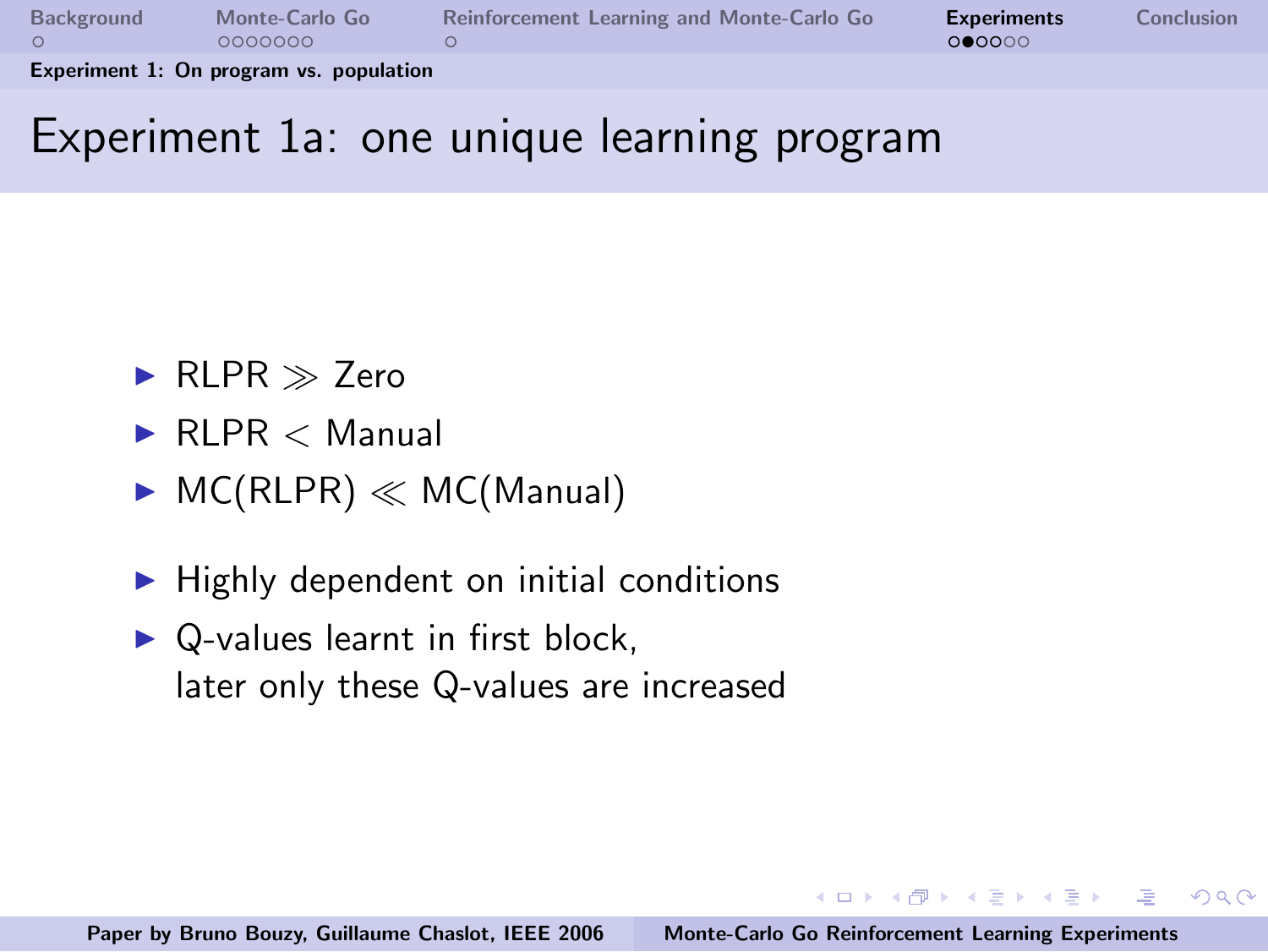# Experiment 1a: one unique learning program

- RLPR $\gg$ Zero
- RLPR $<$ Manual
- MC(RLPR) $\ll$ MC(Manual)

- Highly dependent on initial conditions
- Q-values learnt in first block,
  later only these Q-values are increased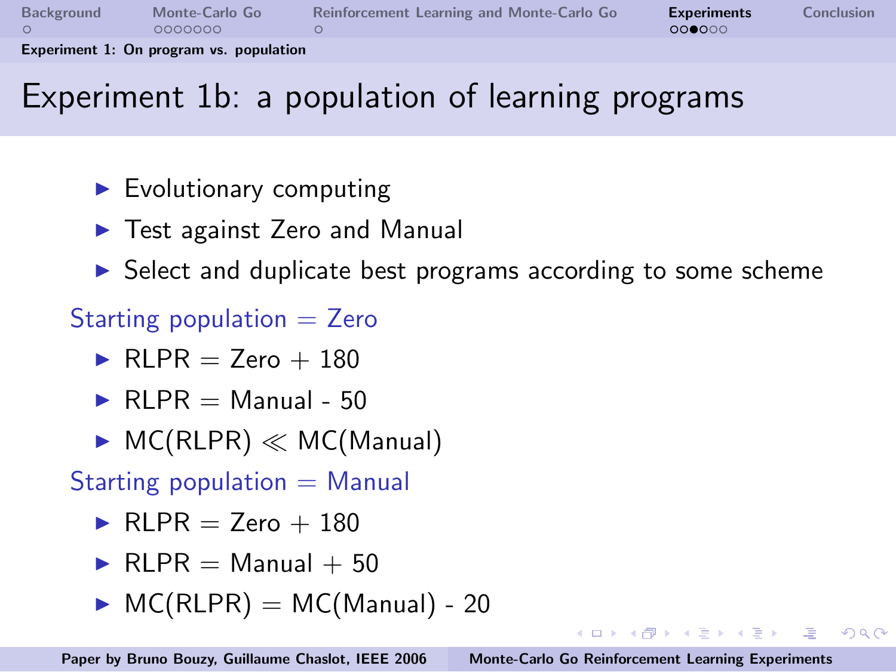# Experiment 1b: a population of learning programs

- Evolutionary computing
- Test against Zero and Manual
- Select and duplicate best programs according to some scheme

Starting population = Zero

- RLPR = Zero + 180
- RLPR = Manual - 50
- MC(RLPR) $\ll$ MC(Manual)

Starting population = Manual

- RLPR = Zero + 180
- RLPR = Manual + 50
- MC(RLPR) = MC(Manual) - 20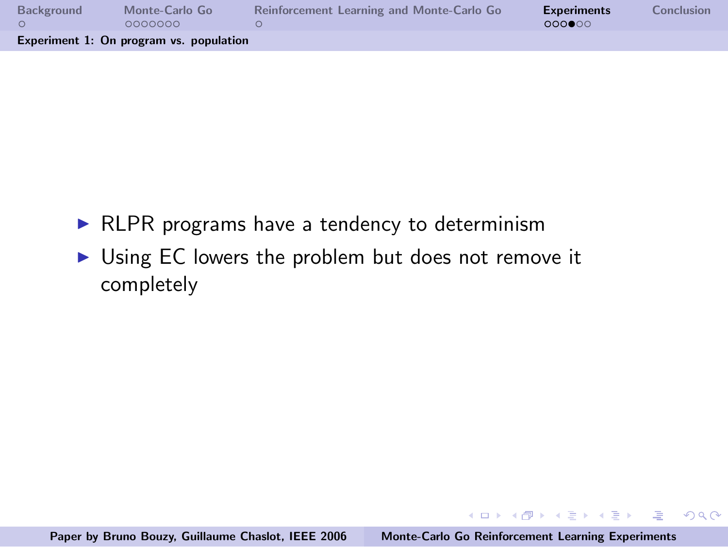## Experiment 1: On program vs. population

- RLPR programs have a tendency to determinism
- Using EC lowers the problem but does not remove it completely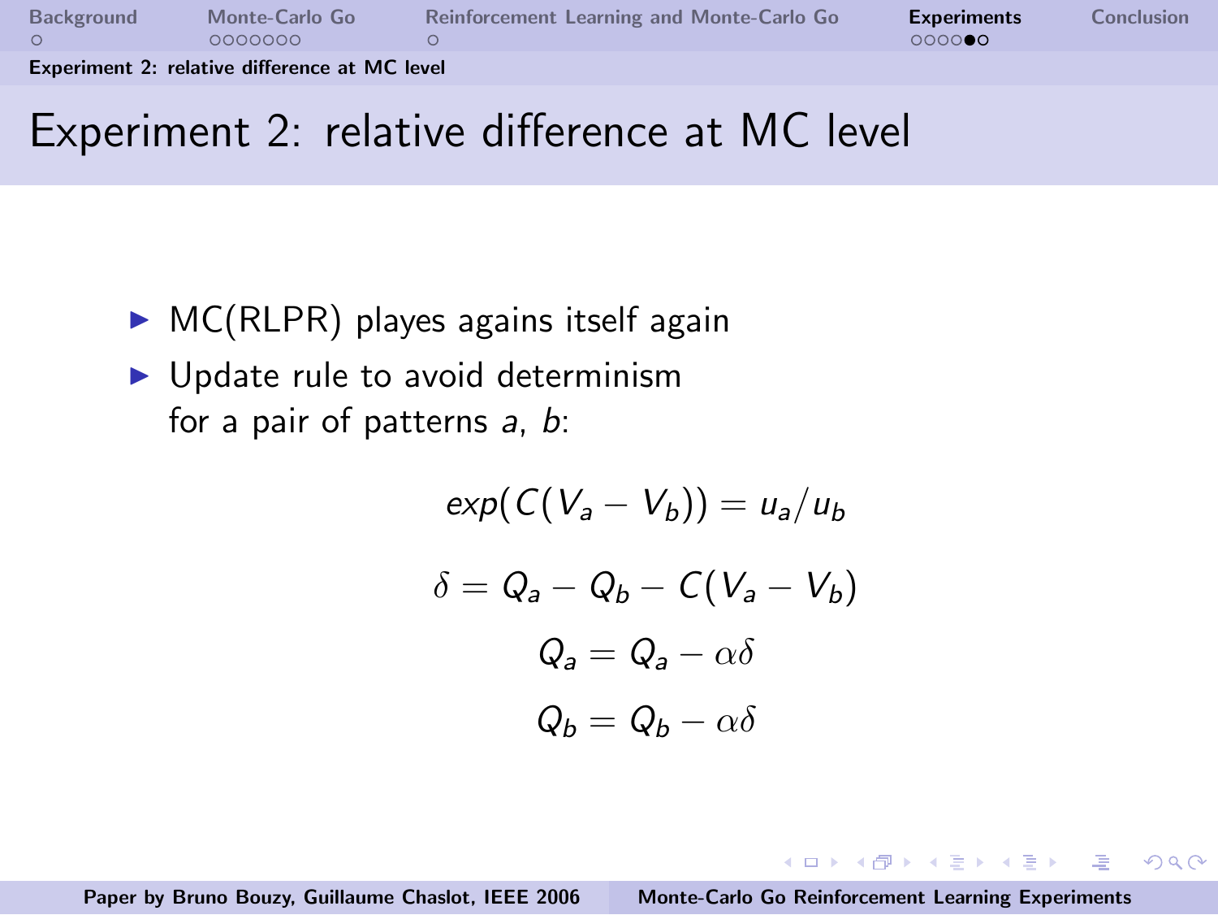# Experiment 2: relative difference at MC level

- MC(RLPR) playes agains itself again
- Update rule to avoid determinism for a pair of patterns $a$, $b$:

$$exp(C(V_a - V_b)) = u_a/u_b$$

$$\delta = Q_a - Q_b - C(V_a - V_b)$$

$$Q_a = Q_a - \alpha\delta$$

$$Q_b = Q_b - \alpha\delta$$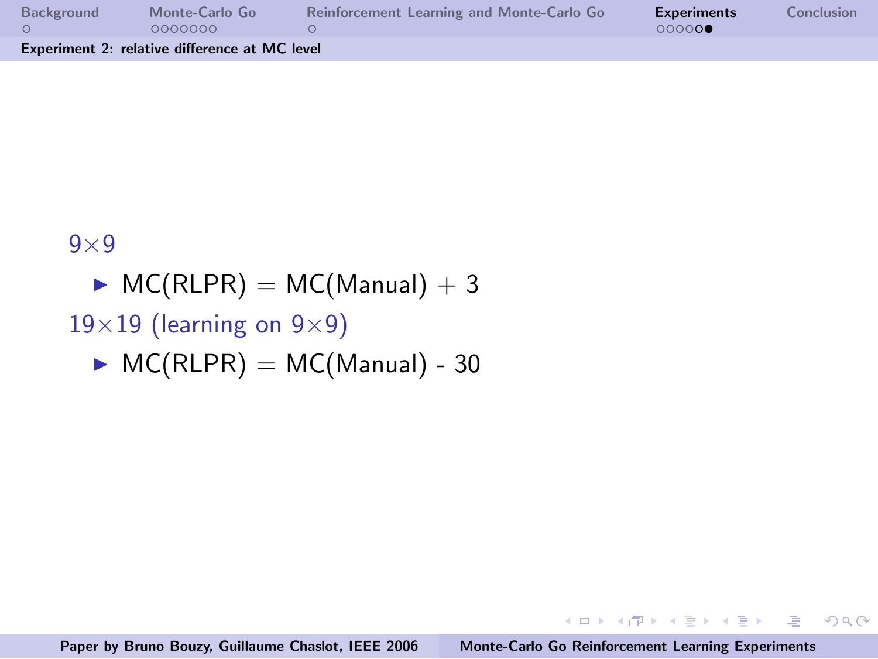## Experiment 2: relative difference at MC level

9×9

- MC(RLPR) = MC(Manual) + 3

19×19 (learning on 9×9)

- MC(RLPR) = MC(Manual) - 30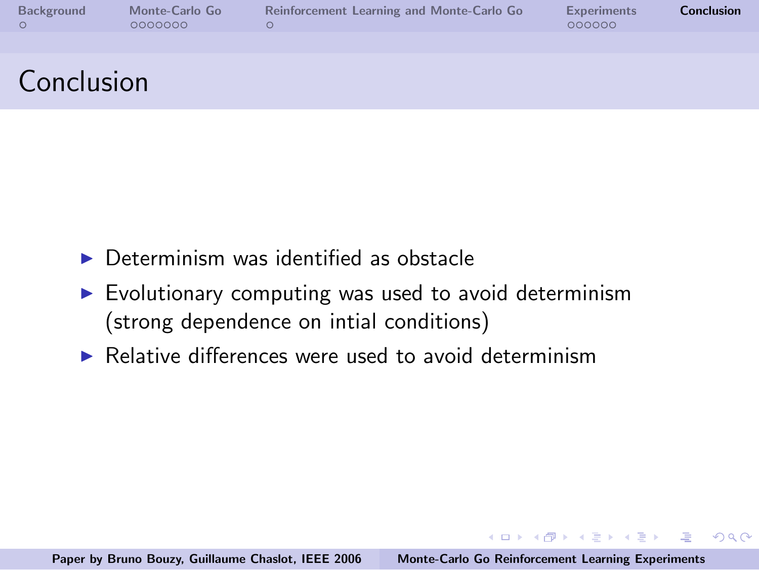# Conclusion

- Determinism was identified as obstacle
- Evolutionary computing was used to avoid determinism (strong dependence on intial conditions)
- Relative differences were used to avoid determinism